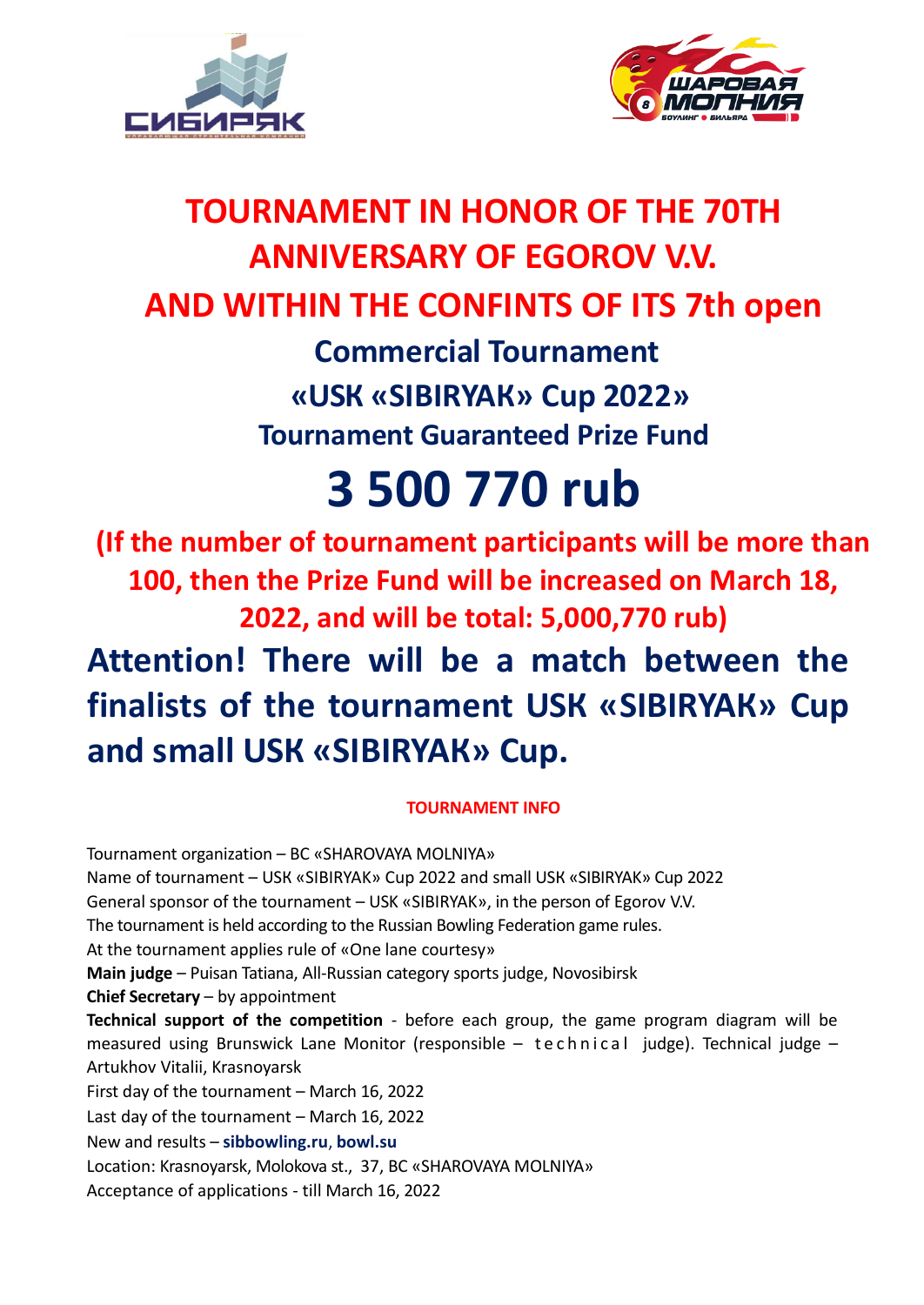# TOURNAMENT IN HONOR OF THE 70TH ANNIVERSARY OF EGOROV V.V. AND WITHIN THE CONFINTS OF ITS 7th open

## Commercial Tournament

## «USK «SIBIRYAK» Cup 2022»

### Tournament Guaranteed Prize Fund

# 3 500 770 rub

**(If the number of tournament participants will be more than 100, then the Prize Fund will be increased on March 18, 2022, and will be total: 5,000,770 rub)**

## Attention! There will be a match between the finalists of the tournament USK «SIBIRYAK» Cup and small USK «SIBIRYAK» Cup.

**TOURNAMENT INFO**

Tournament organization – BC «SHAROVAYA MOLNIYA»
Name of tournament – USK «SIBIRYAK» Cup 2022 and small USK «SIBIRYAK» Cup 2022
General sponsor of the tournament – USK «SIBIRYAK», in the person of Egorov V.V.
The tournament is held according to the Russian Bowling Federation game rules.
At the tournament applies rule of «One lane courtesy»
**Main judge** – Puisan Tatiana, All-Russian category sports judge, Novosibirsk
**Chief Secretary** – by appointment
**Technical support of the competition** - before each group, the game program diagram will be measured using Brunswick Lane Monitor (responsible – technical judge). Technical judge – Artukhov Vitalii, Krasnoyarsk
First day of the tournament – March 16, 2022
Last day of the tournament – March 16, 2022
New and results – **sibbowling.ru**, **bowl.su**
Location: Krasnoyarsk, Molokova st., 37, BC «SHAROVAYA MOLNIYA»
Acceptance of applications - till March 16, 2022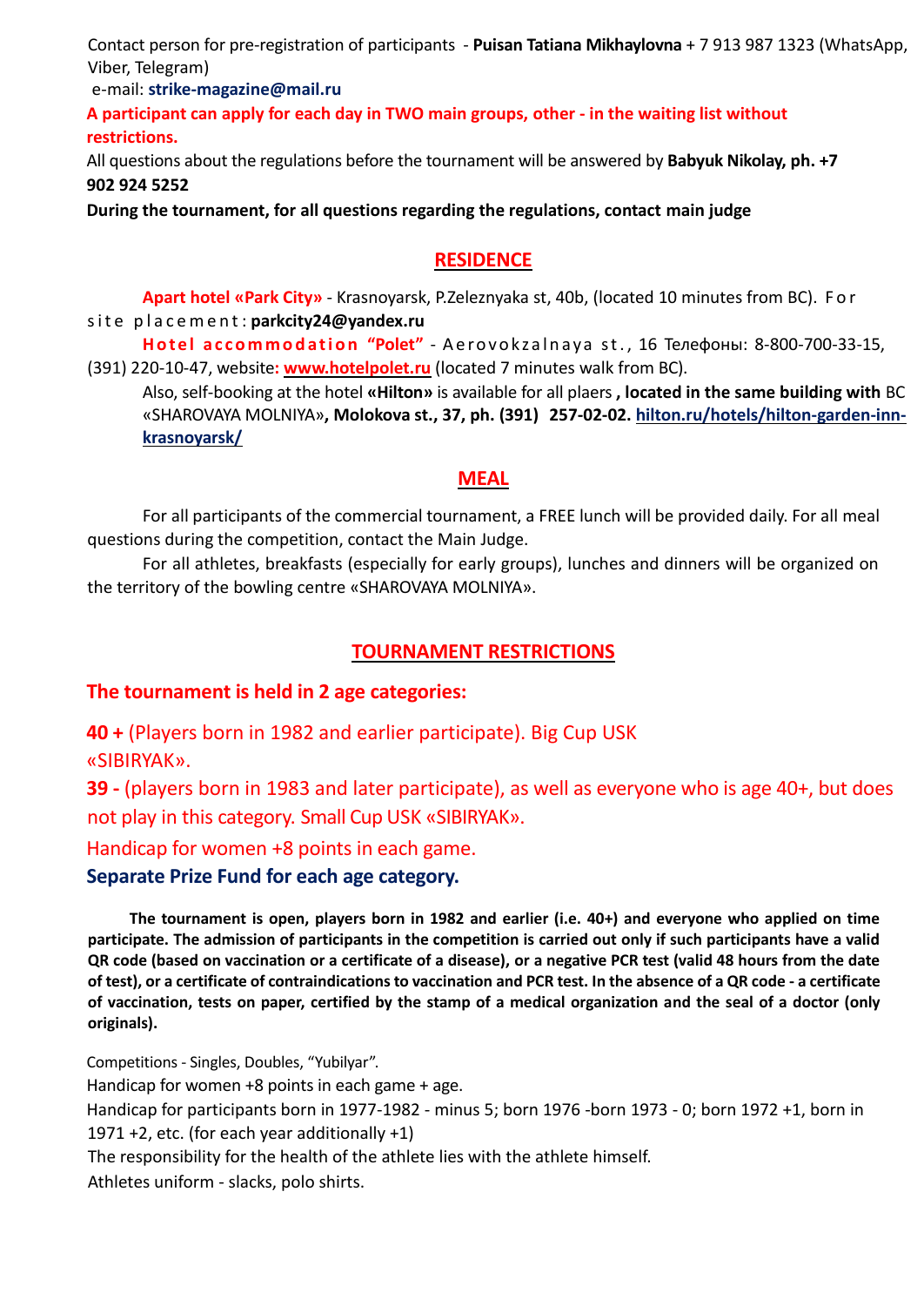Contact person for pre-registration of participants - **Puisan Tatiana Mikhaylovna** + 7 913 987 1323 (WhatsApp, Viber, Telegram)

e-mail: **strike-magazine@mail.ru**

**A participant can apply for each day in TWO main groups, other - in the waiting list without restrictions.**

All questions about the regulations before the tournament will be answered by **Babyuk Nikolay, ph. +7 902 924 5252**

**During the tournament, for all questions regarding the regulations, contact main judge**

## RESIDENCE

**Apart hotel «Park City»** - Krasnoyarsk, P.Zeleznyaka st, 40b, (located 10 minutes from BC). For site placement: **parkcity24@yandex.ru**

**Hotel accommodation "Polet"** - Aerovokzalnaya st., 16 Телефоны: 8-800-700-33-15, (391) 220-10-47, website: **www.hotelpolet.ru** (located 7 minutes walk from BC).

Also, self-booking at the hotel **«Hilton»** is available for all plaers **, located in the same building with** BC «SHAROVAYA MOLNIYA»**, Molokova st., 37, ph. (391) 257-02-02. hilton.ru/hotels/hilton-garden-inn-krasnoyarsk/**

## MEAL

For all participants of the commercial tournament, a FREE lunch will be provided daily. For all meal questions during the competition, contact the Main Judge.

For all athletes, breakfasts (especially for early groups), lunches and dinners will be organized on the territory of the bowling centre «SHAROVAYA MOLNIYA».

## TOURNAMENT RESTRICTIONS

**The tournament is held in 2 age categories:**

**40 +** (Players born in 1982 and earlier participate). Big Cup USK «SIBIRYAK».

**39 -** (players born in 1983 and later participate), as well as everyone who is age 40+, but does not play in this category. Small Cup USK «SIBIRYAK».

Handicap for women +8 points in each game.

**Separate Prize Fund for each age category.**

**The tournament is open, players born in 1982 and earlier (i.e. 40+) and everyone who applied on time participate. The admission of participants in the competition is carried out only if such participants have a valid QR code (based on vaccination or a certificate of a disease), or a negative PCR test (valid 48 hours from the date of test), or a certificate of contraindications to vaccination and PCR test. In the absence of a QR code - a certificate of vaccination, tests on paper, certified by the stamp of a medical organization and the seal of a doctor (only originals).**

Competitions - Singles, Doubles, "Yubilyar".

Handicap for women +8 points in each game + age.

Handicap for participants born in 1977-1982 - minus 5; born 1976 -born 1973 - 0; born 1972 +1, born in 1971 +2, etc. (for each year additionally +1)

The responsibility for the health of the athlete lies with the athlete himself.

Athletes uniform - slacks, polo shirts.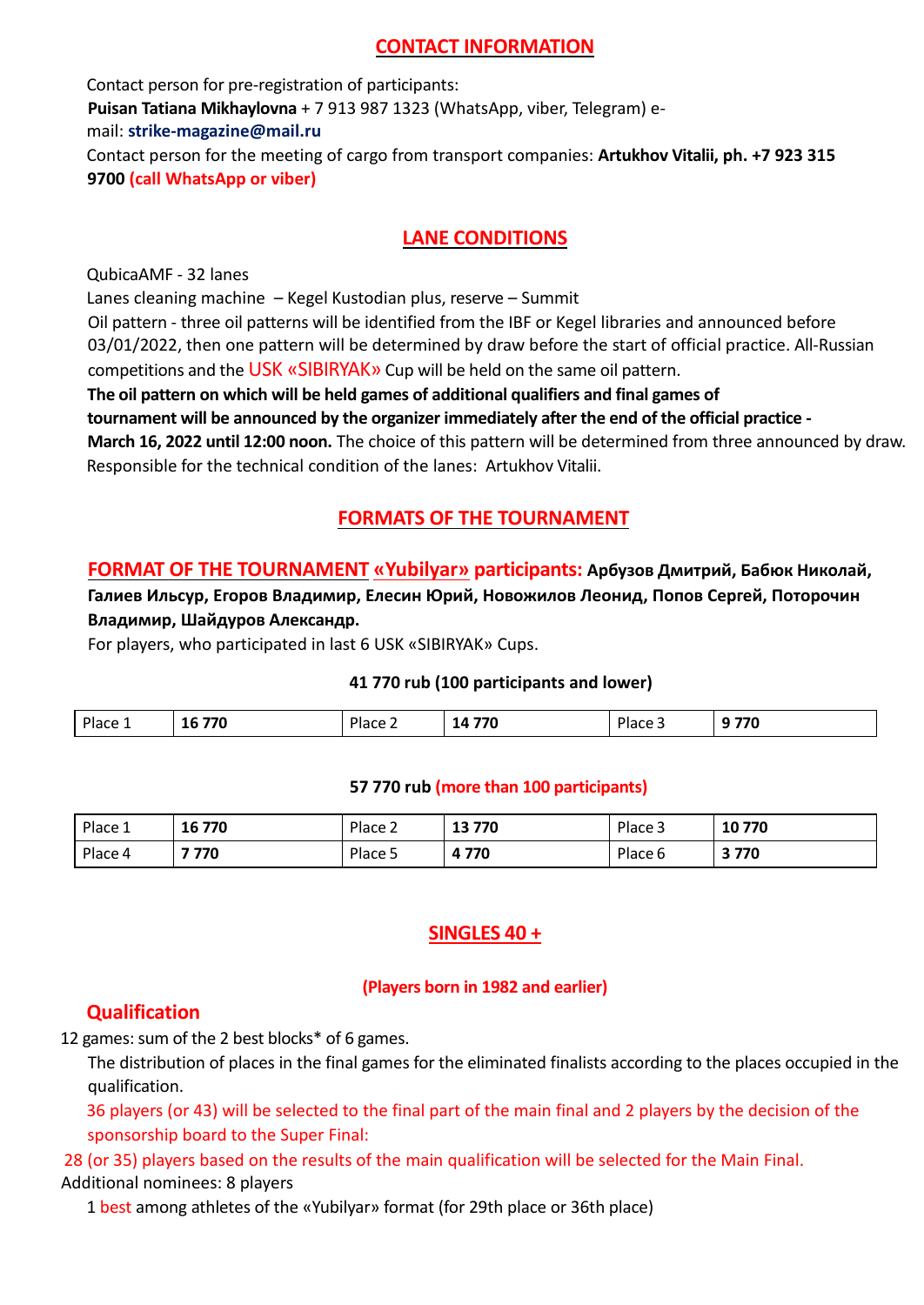## CONTACT INFORMATION

Contact person for pre-registration of participants:
**Puisan Tatiana Mikhaylovna** + 7 913 987 1323 (WhatsApp, viber, Telegram) e-mail: **strike-magazine@mail.ru**
Contact person for the meeting of cargo from transport companies: **Artukhov Vitalii, ph. +7 923 315 9700 (call WhatsApp or viber)**

## LANE CONDITIONS

QubicaAMF - 32 lanes
Lanes cleaning machine – Kegel Kustodian plus, reserve – Summit
Oil pattern - three oil patterns will be identified from the IBF or Kegel libraries and announced before 03/01/2022, then one pattern will be determined by draw before the start of official practice. All-Russian competitions and the USK «SIBIRYAK» Cup will be held on the same oil pattern.
**The oil pattern on which will be held games of additional qualifiers and final games of tournament will be announced by the organizer immediately after the end of the official practice - March 16, 2022 until 12:00 noon.** The choice of this pattern will be determined from three announced by draw.
Responsible for the technical condition of the lanes: Artukhov Vitalii.

## FORMATS OF THE TOURNAMENT

### FORMAT OF THE TOURNAMENT «Yubilyar» participants: **Арбузов Дмитрий, Бабюк Николай, Галиев Ильсур, Егоров Владимир, Елесин Юрий, Новожилов Леонид, Попов Сергей, Поторочин Владимир, Шайдуров Александр.**

For players, who participated in last 6 USK «SIBIRYAK» Cups.

**41 770 rub (100 participants and lower)**

| Place 1 | **16 770** | Place 2 | **14 770** | Place 3 | **9 770** |
|---|---|---|---|---|---|

**57 770 rub (more than 100 participants)**

| Place 1 | **16 770** | Place 2 | **13 770** | Place 3 | **10 770** |
|---|---|---|---|---|---|
| Place 4 | **7 770** | Place 5 | **4 770** | Place 6 | **3 770** |

## SINGLES 40 +

**(Players born in 1982 and earlier)**

### Qualification

12 games: sum of the 2 best blocks* of 6 games.

The distribution of places in the final games for the eliminated finalists according to the places occupied in the qualification.

36 players (or 43) will be selected to the final part of the main final and 2 players by the decision of the sponsorship board to the Super Final:

28 (or 35) players based on the results of the main qualification will be selected for the Main Final.

Additional nominees: 8 players

1 best among athletes of the «Yubilyar» format (for 29th place or 36th place)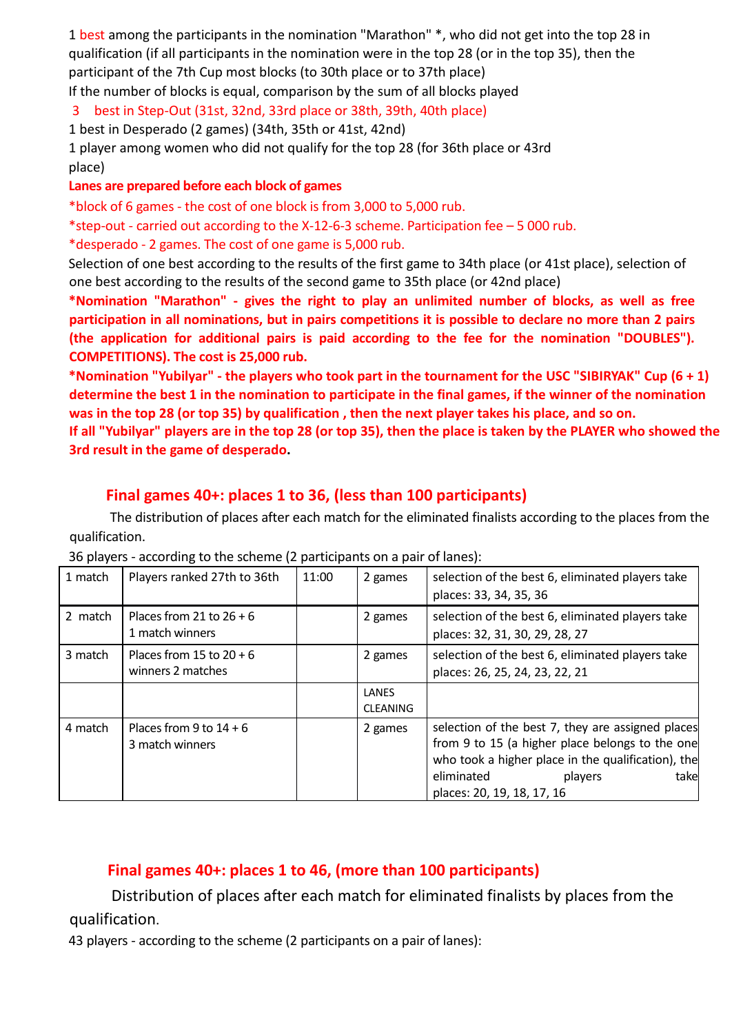1 best among the participants in the nomination "Marathon" *, who did not get into the top 28 in qualification (if all participants in the nomination were in the top 28 (or in the top 35), then the participant of the 7th Cup most blocks (to 30th place or to 37th place)

If the number of blocks is equal, comparison by the sum of all blocks played

3 best in Step-Out (31st, 32nd, 33rd place or 38th, 39th, 40th place)

1 best in Desperado (2 games) (34th, 35th or 41st, 42nd)

1 player among women who did not qualify for the top 28 (for 36th place or 43rd place)

**Lanes are prepared before each block of games**

*block of 6 games - the cost of one block is from 3,000 to 5,000 rub.

*step-out - carried out according to the X-12-6-3 scheme. Participation fee – 5 000 rub.

*desperado - 2 games. The cost of one game is 5,000 rub.

Selection of one best according to the results of the first game to 34th place (or 41st place), selection of one best according to the results of the second game to 35th place (or 42nd place)

**\*Nomination "Marathon" - gives the right to play an unlimited number of blocks, as well as free participation in all nominations, but in pairs competitions it is possible to declare no more than 2 pairs (the application for additional pairs is paid according to the fee for the nomination "DOUBLES"). COMPETITIONS). The cost is 25,000 rub.**

**\*Nomination "Yubilyar" - the players who took part in the tournament for the USC "SIBIRYAK" Cup (6 + 1) determine the best 1 in the nomination to participate in the final games, if the winner of the nomination was in the top 28 (or top 35) by qualification , then the next player takes his place, and so on.**

**If all "Yubilyar" players are in the top 28 (or top 35), then the place is taken by the PLAYER who showed the 3rd result in the game of desperado.**

## Final games 40+: places 1 to 36, (less than 100 participants)

The distribution of places after each match for the eliminated finalists according to the places from the qualification.

36 players - according to the scheme (2 participants on a pair of lanes):

| | | | | |
|---|---|---|---|---|
| 1 match | Players ranked 27th to 36th | 11:00 | 2 games | selection of the best 6, eliminated players take places: 33, 34, 35, 36 |
| 2 match | Places from 21 to 26 + 6 1 match winners | | 2 games | selection of the best 6, eliminated players take places: 32, 31, 30, 29, 28, 27 |
| 3 match | Places from 15 to 20 + 6 winners 2 matches | | 2 games | selection of the best 6, eliminated players take places: 26, 25, 24, 23, 22, 21 |
| | | | LANES CLEANING | |
| 4 match | Places from 9 to 14 + 6 3 match winners | | 2 games | selection of the best 7, they are assigned places from 9 to 15 (a higher place belongs to the one who took a higher place in the qualification), the eliminated players take places: 20, 19, 18, 17, 16 |

## Final games 40+: places 1 to 46, (more than 100 participants)

Distribution of places after each match for eliminated finalists by places from the qualification.

43 players - according to the scheme (2 participants on a pair of lanes):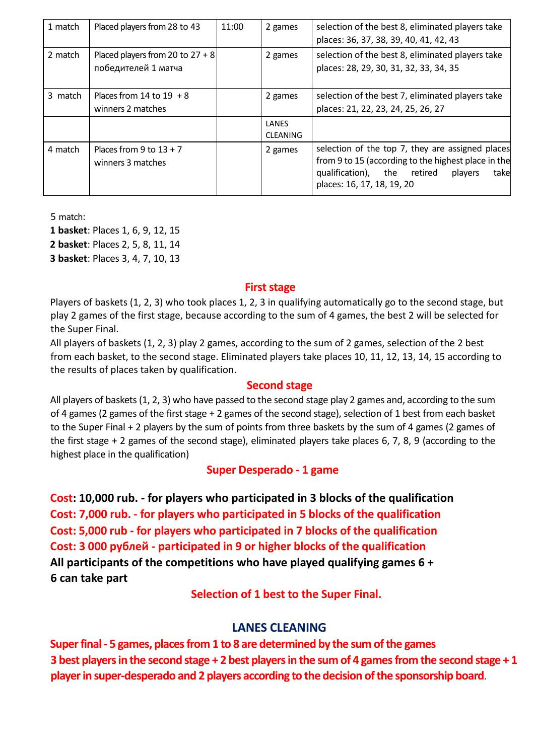| 1 match | Placed players from 28 to 43 | 11:00 | 2 games | selection of the best 8, eliminated players take places: 36, 37, 38, 39, 40, 41, 42, 43 |
|---|---|---|---|---|
| 2 match | Placed players from 20 to 27 + 8 победителей 1 матча | | 2 games | selection of the best 8, eliminated players take places: 28, 29, 30, 31, 32, 33, 34, 35 |
| 3 match | Places from 14 to 19 + 8 winners 2 matches | | 2 games | selection of the best 7, eliminated players take places: 21, 22, 23, 24, 25, 26, 27 |
| | | | LANES CLEANING | |
| 4 match | Places from 9 to 13 + 7 winners 3 matches | | 2 games | selection of the top 7, they are assigned places from 9 to 15 (according to the highest place in the qualification), the retired players take places: 16, 17, 18, 19, 20 |

5 match:

**1 basket**: Places 1, 6, 9, 12, 15

**2 basket**: Places 2, 5, 8, 11, 14

**3 basket**: Places 3, 4, 7, 10, 13

## First stage

Players of baskets (1, 2, 3) who took places 1, 2, 3 in qualifying automatically go to the second stage, but play 2 games of the first stage, because according to the sum of 4 games, the best 2 will be selected for the Super Final.

All players of baskets (1, 2, 3) play 2 games, according to the sum of 2 games, selection of the 2 best from each basket, to the second stage. Eliminated players take places 10, 11, 12, 13, 14, 15 according to the results of places taken by qualification.

## Second stage

All players of baskets (1, 2, 3) who have passed to the second stage play 2 games and, according to the sum of 4 games (2 games of the first stage + 2 games of the second stage), selection of 1 best from each basket to the Super Final + 2 players by the sum of points from three baskets by the sum of 4 games (2 games of the first stage + 2 games of the second stage), eliminated players take places 6, 7, 8, 9 (according to the highest place in the qualification)

## Super Desperado - 1 game

**Cost: 10,000 rub. - for players who participated in 3 blocks of the qualification**

**Cost: 7,000 rub. - for players who participated in 5 blocks of the qualification**

**Cost: 5,000 rub - for players who participated in 7 blocks of the qualification**

**Cost: 3 000 рублей - participated in 9 or higher blocks of the qualification**

**All participants of the competitions who have played qualifying games 6 + 6 can take part**

**Selection of 1 best to the Super Final.**

## LANES CLEANING

**Super final - 5 games, places from 1 to 8 are determined by the sum of the games**

**3 best players in the second stage + 2 best players in the sum of 4 games from the second stage + 1 player in super-desperado and 2 players according to the decision of the sponsorship board.**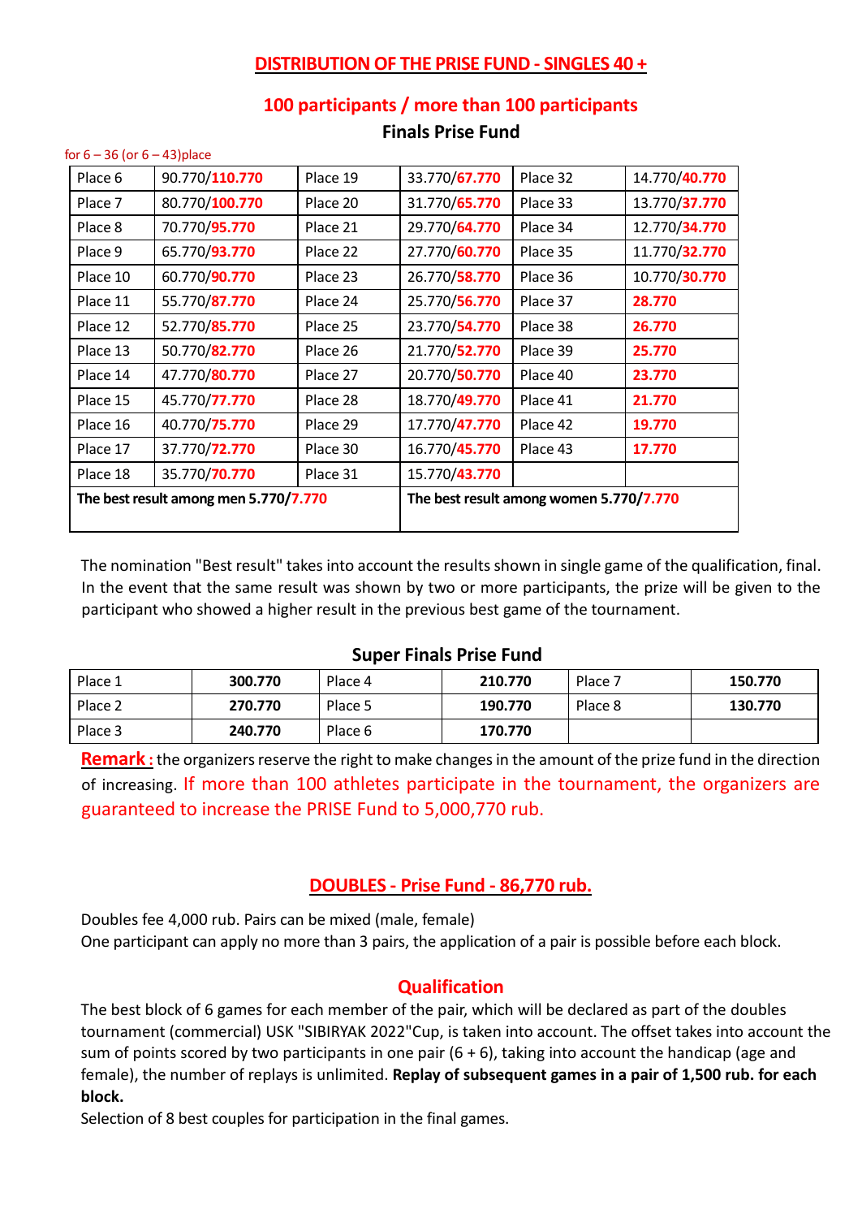## DISTRIBUTION OF THE PRISE FUND - SINGLES 40 +

### 100 participants / more than 100 participants

### Finals Prise Fund

for 6 – 36 (or 6 – 43)place

| Place 6 | 90.770/110.770 | Place 19 | 33.770/67.770 | Place 32 | 14.770/40.770 |
|---|---|---|---|---|---|
| Place 7 | 80.770/100.770 | Place 20 | 31.770/65.770 | Place 33 | 13.770/37.770 |
| Place 8 | 70.770/95.770 | Place 21 | 29.770/64.770 | Place 34 | 12.770/34.770 |
| Place 9 | 65.770/93.770 | Place 22 | 27.770/60.770 | Place 35 | 11.770/32.770 |
| Place 10 | 60.770/90.770 | Place 23 | 26.770/58.770 | Place 36 | 10.770/30.770 |
| Place 11 | 55.770/87.770 | Place 24 | 25.770/56.770 | Place 37 | 28.770 |
| Place 12 | 52.770/85.770 | Place 25 | 23.770/54.770 | Place 38 | 26.770 |
| Place 13 | 50.770/82.770 | Place 26 | 21.770/52.770 | Place 39 | 25.770 |
| Place 14 | 47.770/80.770 | Place 27 | 20.770/50.770 | Place 40 | 23.770 |
| Place 15 | 45.770/77.770 | Place 28 | 18.770/49.770 | Place 41 | 21.770 |
| Place 16 | 40.770/75.770 | Place 29 | 17.770/47.770 | Place 42 | 19.770 |
| Place 17 | 37.770/72.770 | Place 30 | 16.770/45.770 | Place 43 | 17.770 |
| Place 18 | 35.770/70.770 | Place 31 | 15.770/43.770 | | |
| **The best result among men 5.770/7.770** | | | **The best result among women 5.770/7.770** | | |

The nomination "Best result" takes into account the results shown in single game of the qualification, final. In the event that the same result was shown by two or more participants, the prize will be given to the participant who showed a higher result in the previous best game of the tournament.

### Super Finals Prise Fund

| Place 1 | **300.770** | Place 4 | **210.770** | Place 7 | **150.770** |
|---|---|---|---|---|---|
| Place 2 | **270.770** | Place 5 | **190.770** | Place 8 | **130.770** |
| Place 3 | **240.770** | Place 6 | **170.770** | | |

**Remark :** the organizers reserve the right to make changes in the amount of the prize fund in the direction of increasing. If more than 100 athletes participate in the tournament, the organizers are guaranteed to increase the PRISE Fund to 5,000,770 rub.

## DOUBLES - Prise Fund - 86,770 rub.

Doubles fee 4,000 rub. Pairs can be mixed (male, female)
One participant can apply no more than 3 pairs, the application of a pair is possible before each block.

### Qualification

The best block of 6 games for each member of the pair, which will be declared as part of the doubles tournament (commercial) USK "SIBIRYAK 2022"Cup, is taken into account. The offset takes into account the sum of points scored by two participants in one pair (6 + 6), taking into account the handicap (age and female), the number of replays is unlimited. **Replay of subsequent games in a pair of 1,500 rub. for each block.**

Selection of 8 best couples for participation in the final games.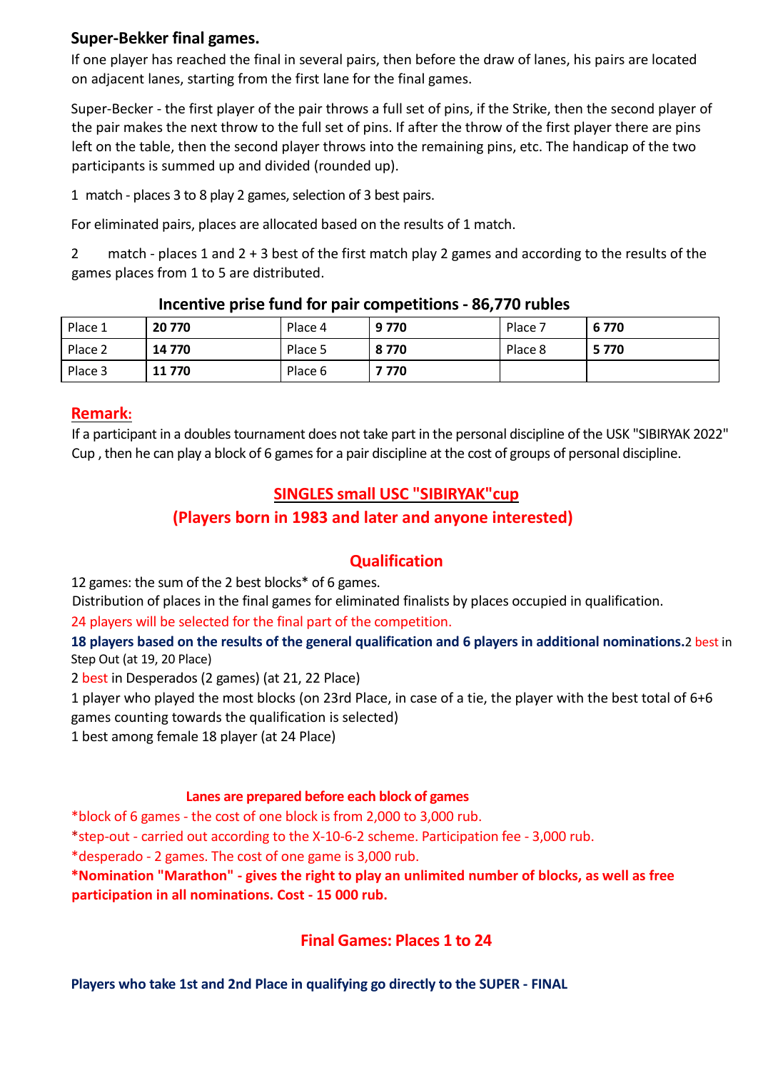## Super-Bekker final games.

If one player has reached the final in several pairs, then before the draw of lanes, his pairs are located on adjacent lanes, starting from the first lane for the final games.

Super-Becker - the first player of the pair throws a full set of pins, if the Strike, then the second player of the pair makes the next throw to the full set of pins. If after the throw of the first player there are pins left on the table, then the second player throws into the remaining pins, etc. The handicap of the two participants is summed up and divided (rounded up).

1 match - places 3 to 8 play 2 games, selection of 3 best pairs.

For eliminated pairs, places are allocated based on the results of 1 match.

2 match - places 1 and 2 + 3 best of the first match play 2 games and according to the results of the games places from 1 to 5 are distributed.

**Incentive prise fund for pair competitions - 86,770 rubles**

| Place 1 | **20 770** | Place 4 | **9 770** | Place 7 | **6 770** |
|---|---|---|---|---|---|
| Place 2 | **14 770** | Place 5 | **8 770** | Place 8 | **5 770** |
| Place 3 | **11 770** | Place 6 | **7 770** | | |

**Remark:**

If a participant in a doubles tournament does not take part in the personal discipline of the USK "SIBIRYAK 2022" Cup , then he can play a block of 6 games for a pair discipline at the cost of groups of personal discipline.

## SINGLES small USC "SIBIRYAK"cup

## (Players born in 1983 and later and anyone interested)

### Qualification

12 games: the sum of the 2 best blocks* of 6 games.

Distribution of places in the final games for eliminated finalists by places occupied in qualification.

24 players will be selected for the final part of the competition.

**18 players based on the results of the general qualification and 6 players in additional nominations.** 2 best in Step Out (at 19, 20 Place)

2 best in Desperados (2 games) (at 21, 22 Place)

1 player who played the most blocks (on 23rd Place, in case of a tie, the player with the best total of 6+6 games counting towards the qualification is selected)

1 best among female 18 player (at 24 Place)

**Lanes are prepared before each block of games**

*block of 6 games - the cost of one block is from 2,000 to 3,000 rub.

*step-out - carried out according to the X-10-6-2 scheme. Participation fee - 3,000 rub.

*desperado - 2 games. The cost of one game is 3,000 rub.

**\*Nomination "Marathon" - gives the right to play an unlimited number of blocks, as well as free participation in all nominations. Cost - 15 000 rub.**

### Final Games: Places 1 to 24

**Players who take 1st and 2nd Place in qualifying go directly to the SUPER - FINAL**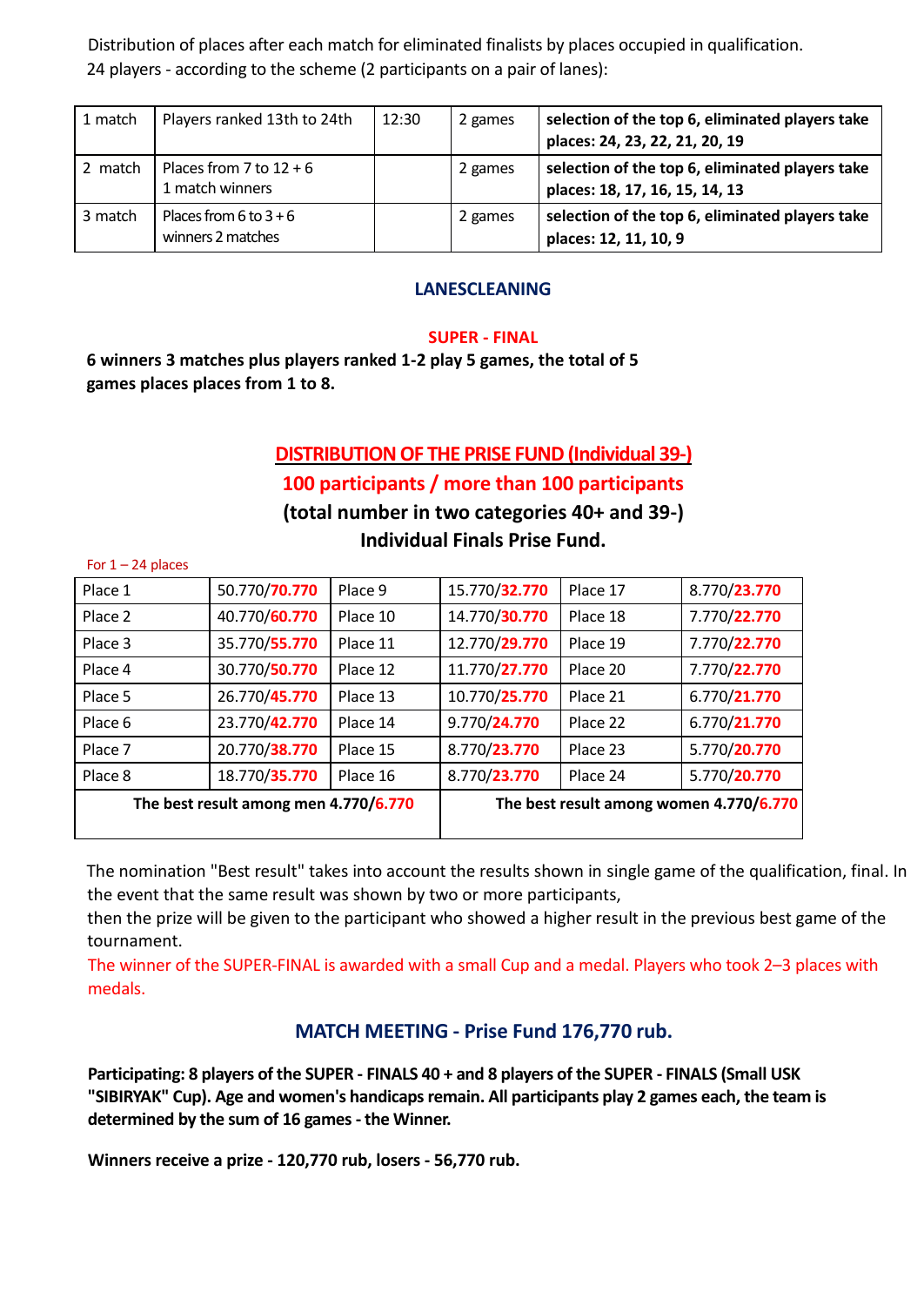Distribution of places after each match for eliminated finalists by places occupied in qualification.
24 players - according to the scheme (2 participants on a pair of lanes):

| | | | | |
|---|---|---|---|---|
| 1 match | Players ranked 13th to 24th | 12:30 | 2 games | **selection of the top 6, eliminated players take places: 24, 23, 22, 21, 20, 19** |
| 2 match | Places from 7 to 12 + 6 1 match winners | | 2 games | **selection of the top 6, eliminated players take places: 18, 17, 16, 15, 14, 13** |
| 3 match | Places from 6 to 3 + 6 winners 2 matches | | 2 games | **selection of the top 6, eliminated players take places: 12, 11, 10, 9** |

## LANESCLEANING

## SUPER - FINAL

**6 winners 3 matches plus players ranked 1-2 play 5 games, the total of 5 games places places from 1 to 8.**

## DISTRIBUTION OF THE PRISE FUND (Individual 39-)

## 100 participants / more than 100 participants

### (total number in two categories 40+ and 39-)

### Individual Finals Prise Fund.

For 1 – 24 places

| | | | | | |
|---|---|---|---|---|---|
| Place 1 | 50.770/**70.770** | Place 9 | 15.770/**32.770** | Place 17 | 8.770/**23.770** |
| Place 2 | 40.770/**60.770** | Place 10 | 14.770/**30.770** | Place 18 | 7.770/**22.770** |
| Place 3 | 35.770/**55.770** | Place 11 | 12.770/**29.770** | Place 19 | 7.770/**22.770** |
| Place 4 | 30.770/**50.770** | Place 12 | 11.770/**27.770** | Place 20 | 7.770/**22.770** |
| Place 5 | 26.770/**45.770** | Place 13 | 10.770/**25.770** | Place 21 | 6.770/**21.770** |
| Place 6 | 23.770/**42.770** | Place 14 | 9.770/**24.770** | Place 22 | 6.770/**21.770** |
| Place 7 | 20.770/**38.770** | Place 15 | 8.770/**23.770** | Place 23 | 5.770/**20.770** |
| Place 8 | 18.770/**35.770** | Place 16 | 8.770/**23.770** | Place 24 | 5.770/**20.770** |
| **The best result among men 4.770/6.770** | | | **The best result among women 4.770/6.770** | | |

The nomination "Best result" takes into account the results shown in single game of the qualification, final. In the event that the same result was shown by two or more participants,
then the prize will be given to the participant who showed a higher result in the previous best game of the tournament.
The winner of the SUPER-FINAL is awarded with a small Cup and a medal. Players who took 2–3 places with medals.

## MATCH MEETING - Prise Fund 176,770 rub.

**Participating: 8 players of the SUPER - FINALS 40 + and 8 players of the SUPER - FINALS (Small USK "SIBIRYAK" Cup). Age and women's handicaps remain. All participants play 2 games each, the team is determined by the sum of 16 games - the Winner.**

**Winners receive a prize - 120,770 rub, losers - 56,770 rub.**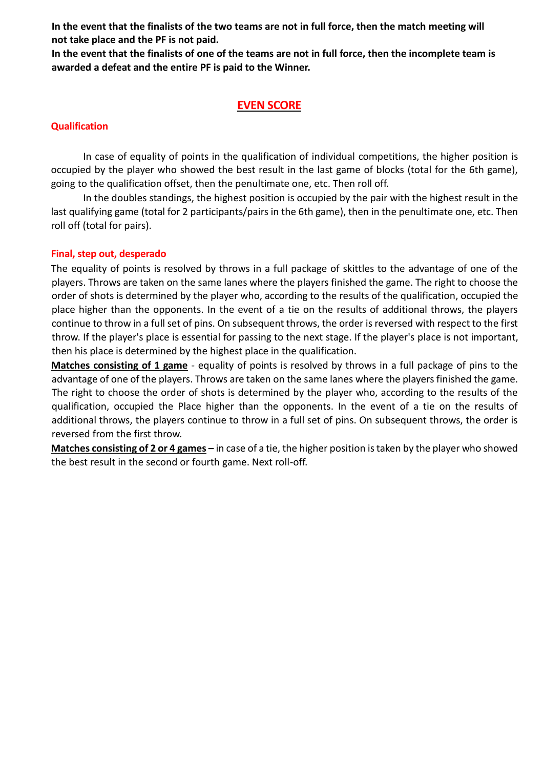**In the event that the finalists of the two teams are not in full force, then the match meeting will not take place and the PF is not paid.**
**In the event that the finalists of one of the teams are not in full force, then the incomplete team is awarded a defeat and the entire PF is paid to the Winner.**

## EVEN SCORE

### Qualification

In case of equality of points in the qualification of individual competitions, the higher position is occupied by the player who showed the best result in the last game of blocks (total for the 6th game), going to the qualification offset, then the penultimate one, etc. Then roll off.

In the doubles standings, the highest position is occupied by the pair with the highest result in the last qualifying game (total for 2 participants/pairs in the 6th game), then in the penultimate one, etc. Then roll off (total for pairs).

### Final, step out, desperado

The equality of points is resolved by throws in a full package of skittles to the advantage of one of the players. Throws are taken on the same lanes where the players finished the game. The right to choose the order of shots is determined by the player who, according to the results of the qualification, occupied the place higher than the opponents. In the event of a tie on the results of additional throws, the players continue to throw in a full set of pins. On subsequent throws, the order is reversed with respect to the first throw. If the player's place is essential for passing to the next stage. If the player's place is not important, then his place is determined by the highest place in the qualification.

**Matches consisting of 1 game** - equality of points is resolved by throws in a full package of pins to the advantage of one of the players. Throws are taken on the same lanes where the players finished the game. The right to choose the order of shots is determined by the player who, according to the results of the qualification, occupied the Place higher than the opponents. In the event of a tie on the results of additional throws, the players continue to throw in a full set of pins. On subsequent throws, the order is reversed from the first throw.

**Matches consisting of 2 or 4 games –** in case of a tie, the higher position is taken by the player who showed the best result in the second or fourth game. Next roll-off.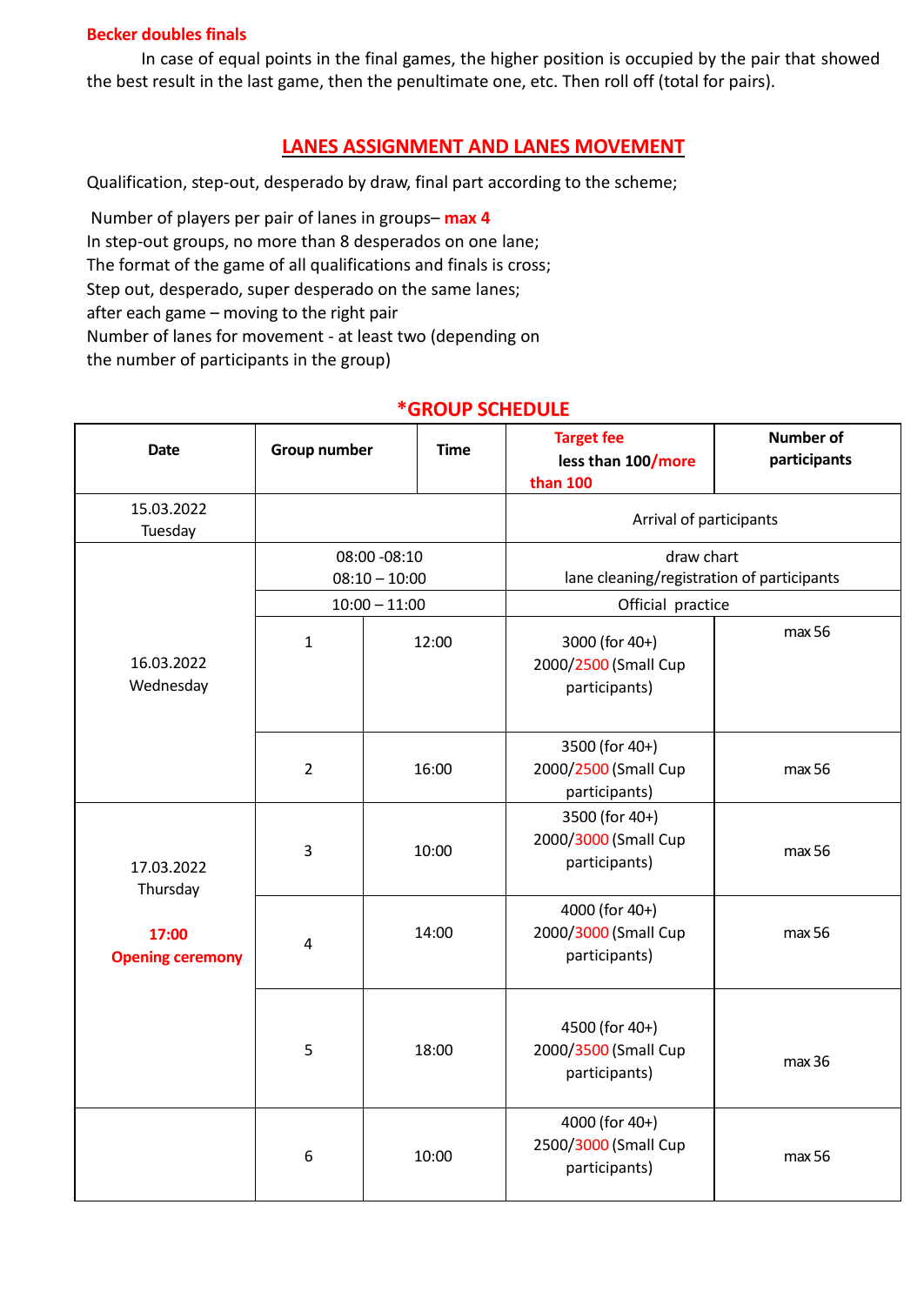**Becker doubles finals**

In case of equal points in the final games, the higher position is occupied by the pair that showed the best result in the last game, then the penultimate one, etc. Then roll off (total for pairs).

## LANES ASSIGNMENT AND LANES MOVEMENT

Qualification, step-out, desperado by draw, final part according to the scheme;

Number of players per pair of lanes in groups– **max 4**
In step-out groups, no more than 8 desperados on one lane;
The format of the game of all qualifications and finals is cross;
Step out, desperado, super desperado on the same lanes;
after each game – moving to the right pair
Number of lanes for movement - at least two (depending on the number of participants in the group)

### *GROUP SCHEDULE

| Date | Group number | Time | Target fee less than 100/more than 100 | Number of participants |
|---|---|---|---|---|
| 15.03.2022 Tuesday | | | Arrival of participants | |
| 16.03.2022 Wednesday | 08:00 -08:10<br>08:10 – 10:00 | | draw chart<br>lane cleaning/registration of participants | |
| | 10:00 – 11:00 | | Official practice | |
| | 1 | 12:00 | 3000 (for 40+)<br>2000/2500 (Small Cup participants) | max 56 |
| | 2 | 16:00 | 3500 (for 40+)<br>2000/2500 (Small Cup participants) | max 56 |
| 17.03.2022 Thursday<br><br>**17:00 Opening ceremony** | 3 | 10:00 | 3500 (for 40+)<br>2000/3000 (Small Cup participants) | max 56 |
| | 4 | 14:00 | 4000 (for 40+)<br>2000/3000 (Small Cup participants) | max 56 |
| | 5 | 18:00 | 4500 (for 40+)<br>2000/3500 (Small Cup participants) | max 36 |
| | 6 | 10:00 | 4000 (for 40+)<br>2500/3000 (Small Cup participants) | max 56 |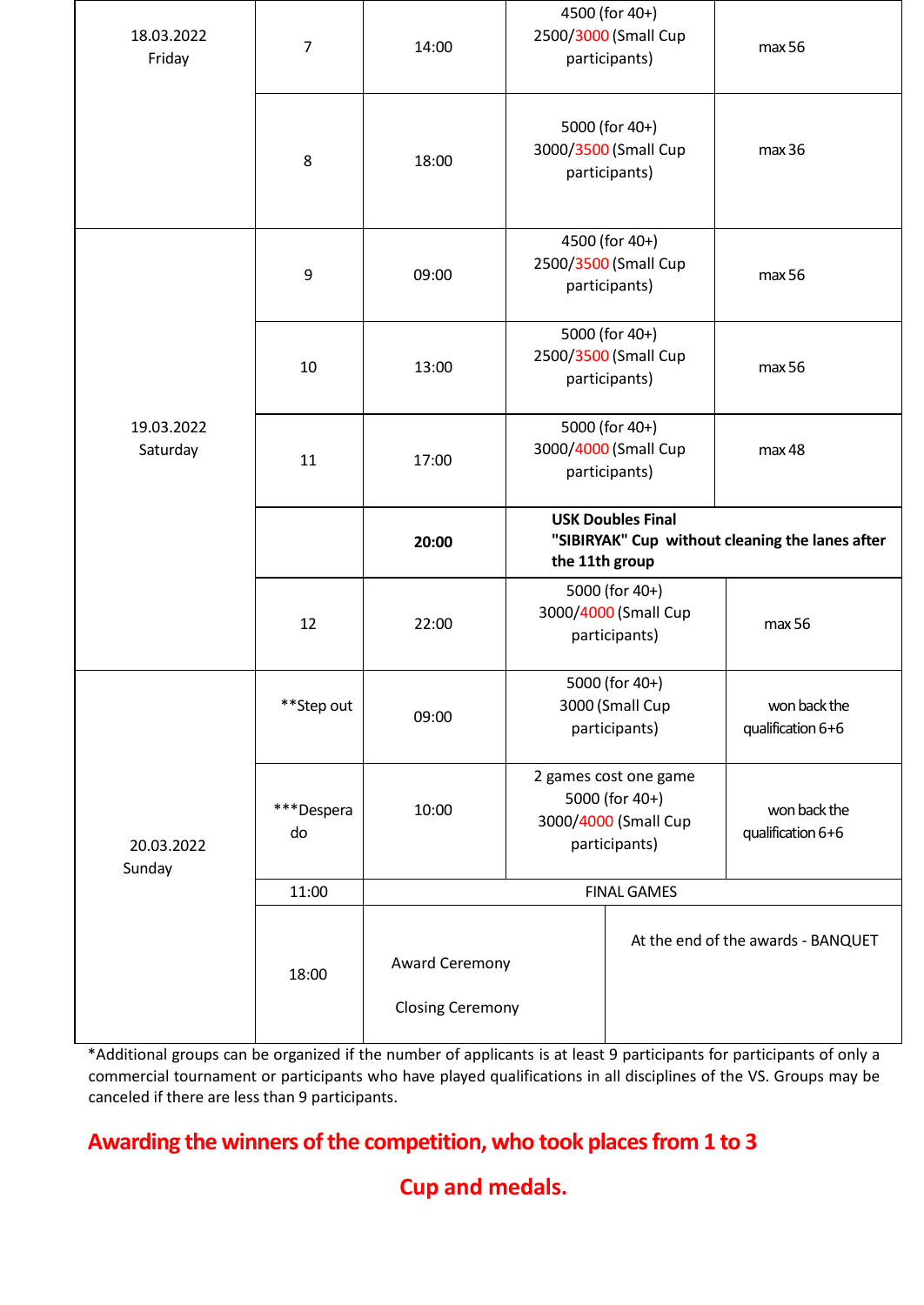| | | | | |
|---|---|---|---|---|
| 18.03.2022 Friday | 7 | 14:00 | 4500 (for 40+) 2500/3000 (Small Cup participants) | max 56 |
| | 8 | 18:00 | 5000 (for 40+) 3000/3500 (Small Cup participants) | max 36 |
| 19.03.2022 Saturday | 9 | 09:00 | 4500 (for 40+) 2500/3500 (Small Cup participants) | max 56 |
| | 10 | 13:00 | 5000 (for 40+) 2500/3500 (Small Cup participants) | max 56 |
| | 11 | 17:00 | 5000 (for 40+) 3000/4000 (Small Cup participants) | max 48 |
| | | **20:00** | **USK Doubles Final "SIBIRYAK" Cup without cleaning the lanes after the 11th group** | |
| | 12 | 22:00 | 5000 (for 40+) 3000/4000 (Small Cup participants) | max 56 |
| 20.03.2022 Sunday | **Step out | 09:00 | 5000 (for 40+) 3000 (Small Cup participants) | won back the qualification 6+6 |
| | ***Desperado | 10:00 | 2 games cost one game 5000 (for 40+) 3000/4000 (Small Cup participants) | won back the qualification 6+6 |
| | 11:00 | FINAL GAMES | | |
| | 18:00 | Award Ceremony<br>Closing Ceremony | At the end of the awards - BANQUET | |

*Additional groups can be organized if the number of applicants is at least 9 participants for participants of only a commercial tournament or participants who have played qualifications in all disciplines of the VS. Groups may be canceled if there are less than 9 participants.

**Awarding the winners of the competition, who took places from 1 to 3**

**Cup and medals.**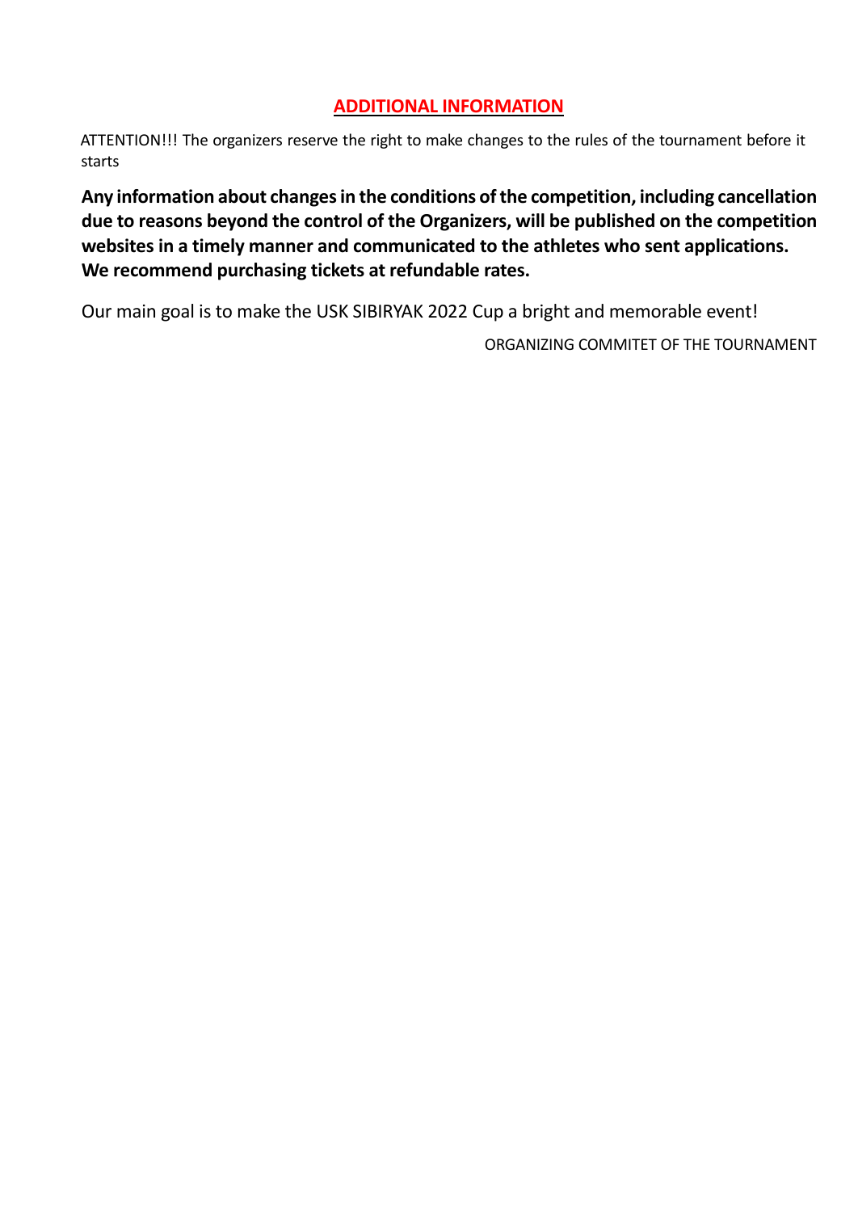## ADDITIONAL INFORMATION

ATTENTION!!! The organizers reserve the right to make changes to the rules of the tournament before it starts

**Any information about changes in the conditions of the competition, including cancellation due to reasons beyond the control of the Organizers, will be published on the competition websites in a timely manner and communicated to the athletes who sent applications. We recommend purchasing tickets at refundable rates.**

Our main goal is to make the USK SIBIRYAK 2022 Cup a bright and memorable event!

ORGANIZING COMMITET OF THE TOURNAMENT